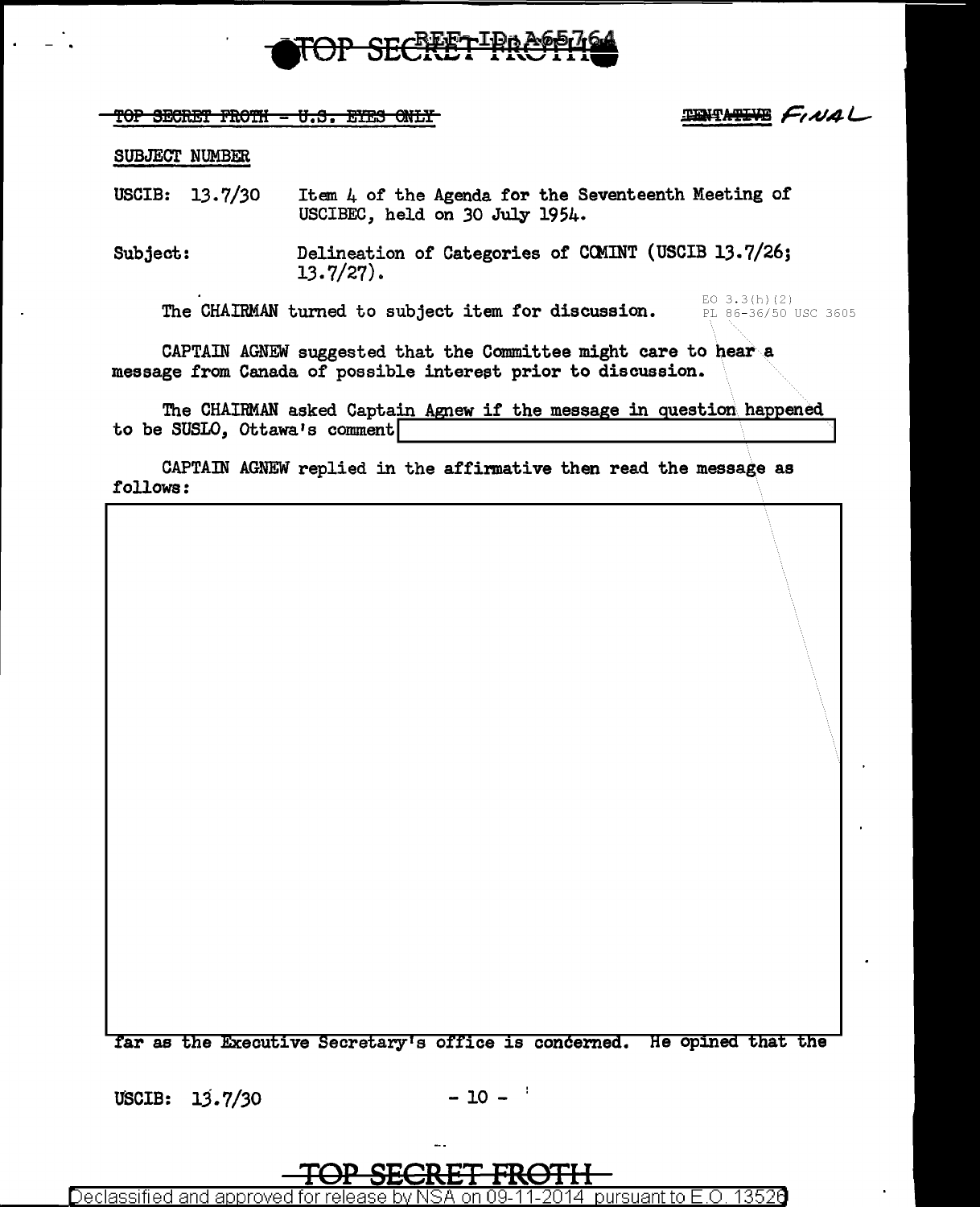TOP SECRET FROTH – U.S. EYES ONLY

~~TENTATIVE~~ FINAL

SUBJECT NUMBER

USCIB: 13.7/30 Item 4 of the Agenda for the Seventeenth Meeting of USCIBEC, held on 30 July 1954.

Subject: Delineation of Categories of COMINT (USCIB 13.7/26; 13.7/27).

EO 3.3(h)(2)
PL 86-36/50 USC 3605

The CHAIRMAN turned to subject item for discussion.

CAPTAIN AGNEW suggested that the Committee might care to hear a message from Canada of possible interest prior to discussion.

The CHAIRMAN asked Captain Agnew if the message in question happened to be SUSLO, Ottawa's comment [redacted]

CAPTAIN AGNEW replied in the affirmative then read the message as follows:

[redacted]

far as the Executive Secretary's office is concerned. He opined that the

USCIB: 13.7/30

TOP SECRET FROTH

Declassified and approved for release by NSA on 09-11-2014 pursuant to E.O. 13526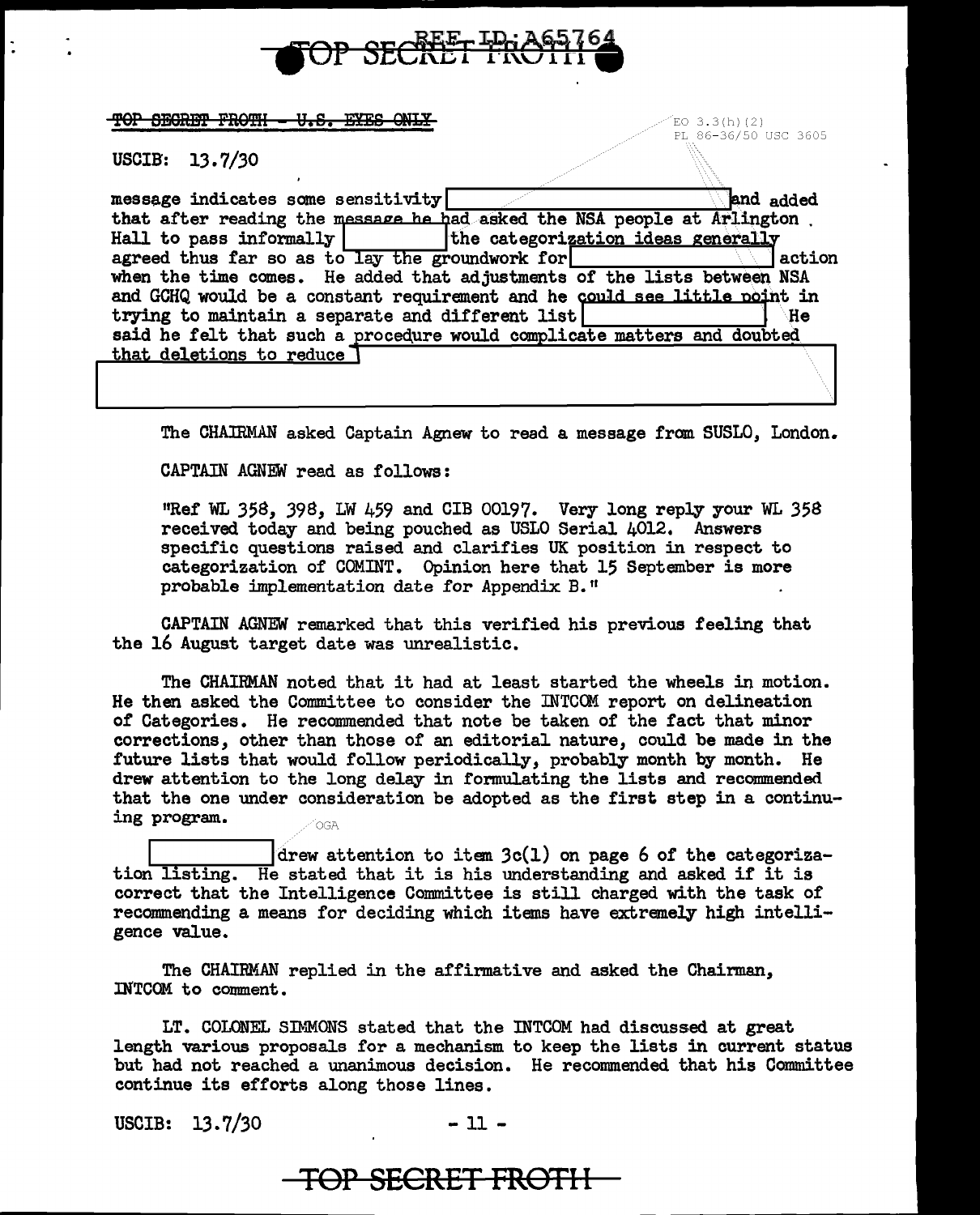~~TOP SECRET FROTH - U.S. EYES ONLY~~

EO 3.3(h)(2)
PL 86-36/50 USC 3605

USCIB: 13.7/30

message indicates some sensitivity [ ] and added that after reading the message he had asked the NSA people at Arlington Hall to pass informally [ ] the categorization ideas generally agreed thus far so as to lay the groundwork for [ ] action when the time comes. He added that adjustments of the lists between NSA and GCHQ would be a constant requirement and he could see little point in trying to maintain a separate and different list [ ] He said he felt that such a procedure would complicate matters and doubted that deletions to reduce [ ]

The CHAIRMAN asked Captain Agnew to read a message from SUSLO, London.

CAPTAIN AGNEW read as follows:

"Ref WL 358, 398, LW 459 and CIB 00197. Very long reply your WL 358 received today and being pouched as USLO Serial 4012. Answers specific questions raised and clarifies UK position in respect to categorization of COMINT. Opinion here that 15 September is more probable implementation date for Appendix B."

CAPTAIN AGNEW remarked that this verified his previous feeling that the 16 August target date was unrealistic.

The CHAIRMAN noted that it had at least started the wheels in motion. He then asked the Committee to consider the INTCOM report on delineation of Categories. He recommended that note be taken of the fact that minor corrections, other than those of an editorial nature, could be made in the future lists that would follow periodically, probably month by month. He drew attention to the long delay in formulating the lists and recommended that the one under consideration be adopted as the first step in a continuing program.

OGA

[ ] drew attention to item 3c(1) on page 6 of the categorization listing. He stated that it is his understanding and asked if it is correct that the Intelligence Committee is still charged with the task of recommending a means for deciding which items have extremely high intelligence value.

The CHAIRMAN replied in the affirmative and asked the Chairman, INTCOM to comment.

LT. COLONEL SIMMONS stated that the INTCOM had discussed at great length various proposals for a mechanism to keep the lists in current status but had not reached a unanimous decision. He recommended that his Committee continue its efforts along those lines.

USCIB: 13.7/30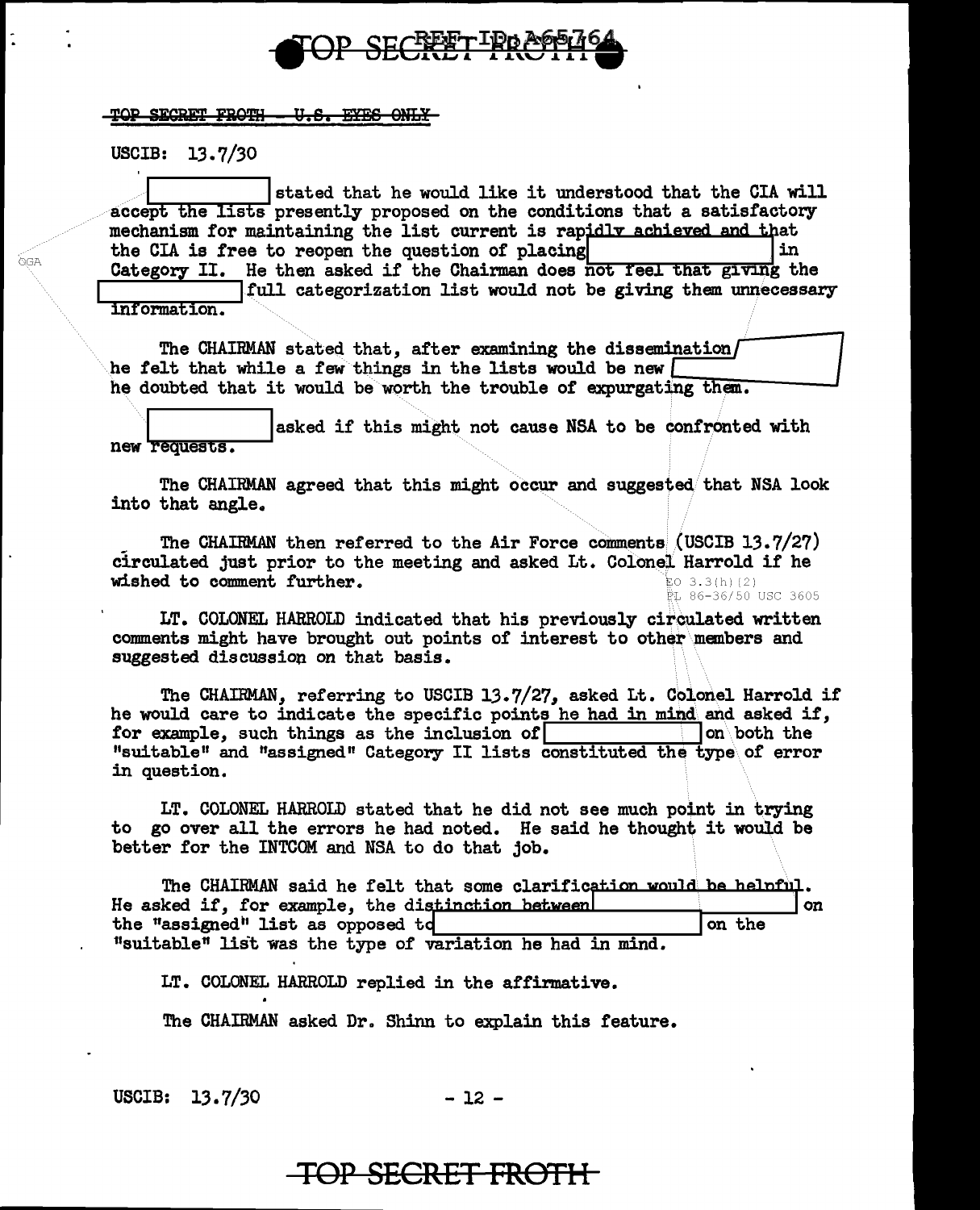~~TOP SECRET FROTH - U.S. EYES ONLY~~

USCIB: 13.7/30

[redacted] stated that he would like it understood that the CIA will accept the lists presently proposed on the conditions that a satisfactory mechanism for maintaining the list current is rapidly achieved and that the CIA is free to reopen the question of placing [redacted] in Category II. He then asked if the Chairman does not feel that giving the [redacted] full categorization list would not be giving them unnecessary information.

The CHAIRMAN stated that, after examining the dissemination [redacted] he felt that while a few things in the lists would be new [redacted] he doubted that it would be worth the trouble of expurgating them.

[redacted] asked if this might not cause NSA to be confronted with new requests.

The CHAIRMAN agreed that this might occur and suggested that NSA look into that angle.

The CHAIRMAN then referred to the Air Force comments (USCIB 13.7/27) circulated just prior to the meeting and asked Lt. Colonel Harrold if he wished to comment further.

EO 3.3(h)(2)
PL 86-36/50 USC 3605

LT. COLONEL HARROLD indicated that his previously circulated written comments might have brought out points of interest to other members and suggested discussion on that basis.

The CHAIRMAN, referring to USCIB 13.7/27, asked Lt. Colonel Harrold if he would care to indicate the specific points he had in mind and asked if, for example, such things as the inclusion of [redacted] on both the "suitable" and "assigned" Category II lists constituted the type of error in question.

LT. COLONEL HARROLD stated that he did not see much point in trying to go over all the errors he had noted. He said he thought it would be better for the INTCOM and NSA to do that job.

The CHAIRMAN said he felt that some clarification would be helpful. He asked if, for example, the distinction between [redacted] on the "assigned" list as opposed to [redacted] on the "suitable" list was the type of variation he had in mind.

LT. COLONEL HARROLD replied in the affirmative.

The CHAIRMAN asked Dr. Shinn to explain this feature.

USCIB: 13.7/30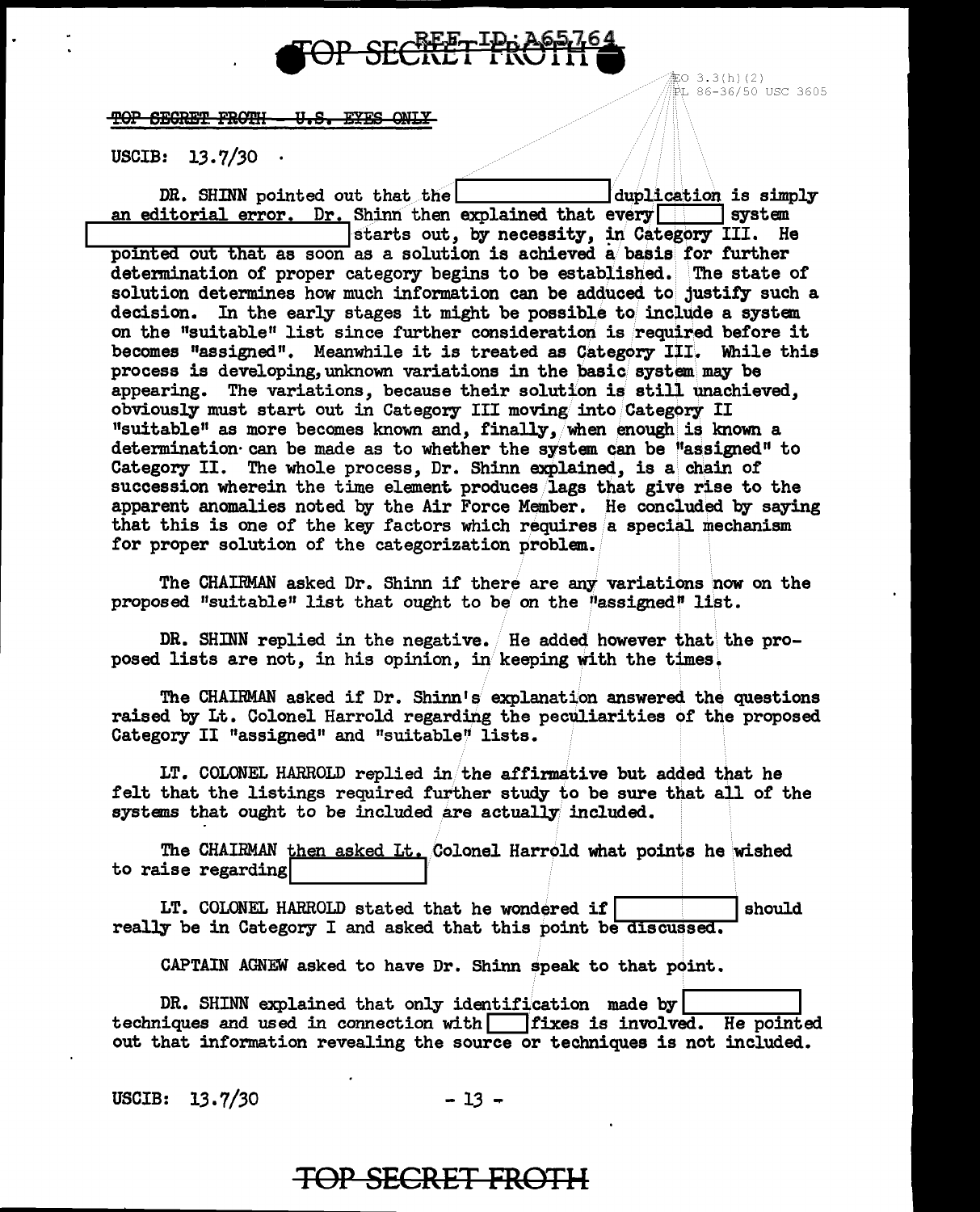DR. SHINN pointed out that the [REDACTED] duplication is simply an editorial error. Dr. Shinn then explained that every [REDACTED] system [REDACTED] starts out, by necessity, in Category III. He pointed out that as soon as a solution is achieved a basis for further determination of proper category begins to be established. The state of solution determines how much information can be adduced to justify such a decision. In the early stages it might be possible to include a system on the "suitable" list since further consideration is required before it becomes "assigned". Meanwhile it is treated as Category III. While this process is developing, unknown variations in the basic system may be appearing. The variations, because their solution is still unachieved, obviously must start out in Category III moving into Category II "suitable" as more becomes known and, finally, when enough is known a determination can be made as to whether the system can be "assigned" to Category II. The whole process, Dr. Shinn explained, is a chain of succession wherein the time element produces lags that give rise to the apparent anomalies noted by the Air Force Member. He concluded by saying that this is one of the key factors which requires a special mechanism for proper solution of the categorization problem.

The CHAIRMAN asked Dr. Shinn if there are any variations now on the proposed "suitable" list that ought to be on the "assigned" list.

DR. SHINN replied in the negative. He added however that the proposed lists are not, in his opinion, in keeping with the times.

The CHAIRMAN asked if Dr. Shinn's explanation answered the questions raised by Lt. Colonel Harrold regarding the peculiarities of the proposed Category II "assigned" and "suitable" lists.

LT. COLONEL HARROLD replied in the affirmative but added that he felt that the listings required further study to be sure that all of the systems that ought to be included are actually included.

The CHAIRMAN then asked Lt. Colonel Harrold what points he wished to raise regarding [REDACTED]

LT. COLONEL HARROLD stated that he wondered if [REDACTED] should really be in Category I and asked that this point be discussed.

CAPTAIN AGNEW asked to have Dr. Shinn speak to that point.

DR. SHINN explained that only identification made by [REDACTED] techniques and used in connection with [REDACTED] fixes is involved. He pointed out that information revealing the source or techniques is not included.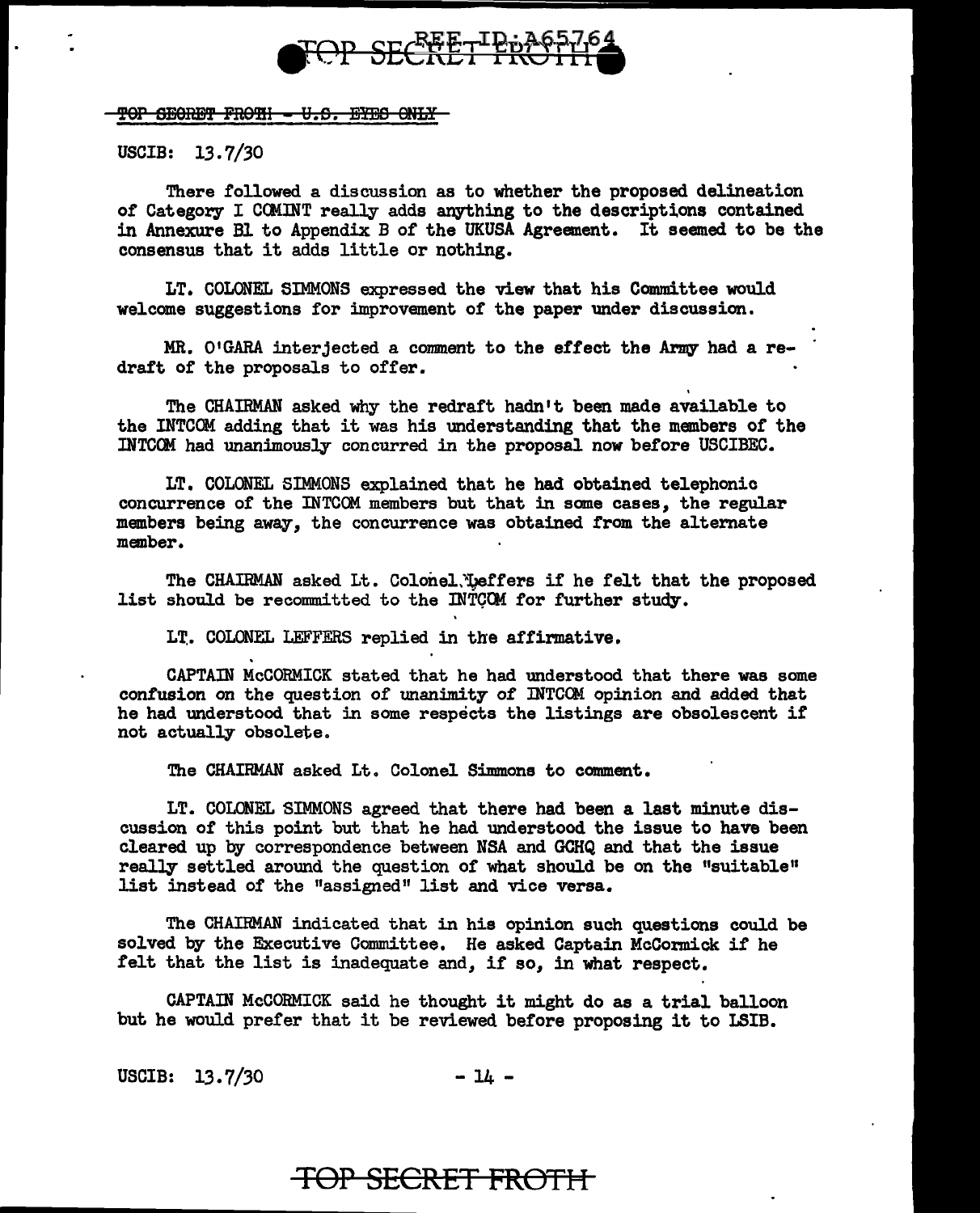~~TOP SECRET FROTH - U.S. EYES ONLY~~

USCIB: 13.7/30

There followed a discussion as to whether the proposed delineation of Category I COMINT really adds anything to the descriptions contained in Annexure B1 to Appendix B of the UKUSA Agreement. It seemed to be the consensus that it adds little or nothing.

LT. COLONEL SIMMONS expressed the view that his Committee would welcome suggestions for improvement of the paper under discussion.

MR. O'GARA interjected a comment to the effect the Army had a redraft of the proposals to offer.

The CHAIRMAN asked why the redraft hadn't been made available to the INTCOM adding that it was his understanding that the members of the INTCOM had unanimously concurred in the proposal now before USCIBEC.

LT. COLONEL SIMMONS explained that he had obtained telephonic concurrence of the INTCOM members but that in some cases, the regular members being away, the concurrence was obtained from the alternate member.

The CHAIRMAN asked Lt. Colonel Leffers if he felt that the proposed list should be recommitted to the INTCOM for further study.

LT. COLONEL LEFFERS replied in the affirmative.

CAPTAIN McCORMICK stated that he had understood that there was some confusion on the question of unanimity of INTCOM opinion and added that he had understood that in some respects the listings are obsolescent if not actually obsolete.

The CHAIRMAN asked Lt. Colonel Simmons to comment.

LT. COLONEL SIMMONS agreed that there had been a last minute discussion of this point but that he had understood the issue to have been cleared up by correspondence between NSA and GCHQ and that the issue really settled around the question of what should be on the "suitable" list instead of the "assigned" list and vice versa.

The CHAIRMAN indicated that in his opinion such questions could be solved by the Executive Committee. He asked Captain McCormick if he felt that the list is inadequate and, if so, in what respect.

CAPTAIN McCORMICK said he thought it might do as a trial balloon but he would prefer that it be reviewed before proposing it to LSIB.

USCIB: 13.7/30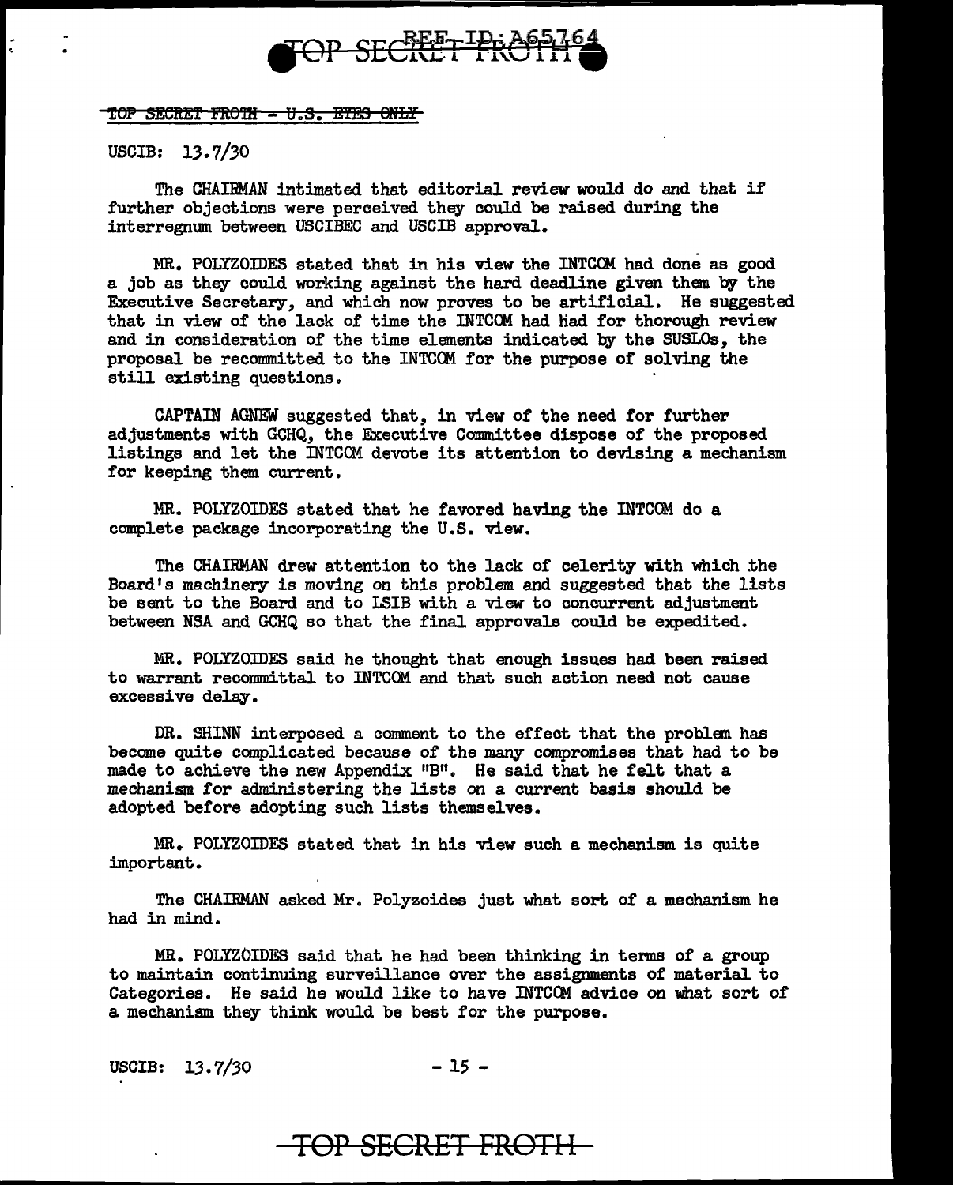USCIB: 13.7/30

The CHAIRMAN intimated that editorial review would do and that if further objections were perceived they could be raised during the interregnum between USCIBEC and USCIB approval.

MR. POLYZOIDES stated that in his view the INTCOM had done as good a job as they could working against the hard deadline given them by the Executive Secretary, and which now proves to be artificial. He suggested that in view of the lack of time the INTCOM had had for thorough review and in consideration of the time elements indicated by the SUSLOs, the proposal be recommitted to the INTCOM for the purpose of solving the still existing questions.

CAPTAIN AGNEW suggested that, in view of the need for further adjustments with GCHQ, the Executive Committee dispose of the proposed listings and let the INTCOM devote its attention to devising a mechanism for keeping them current.

MR. POLYZOIDES stated that he favored having the INTCOM do a complete package incorporating the U.S. view.

The CHAIRMAN drew attention to the lack of celerity with which the Board's machinery is moving on this problem and suggested that the lists be sent to the Board and to LSIB with a view to concurrent adjustment between NSA and GCHQ so that the final approvals could be expedited.

MR. POLYZOIDES said he thought that enough issues had been raised to warrant recommittal to INTCOM and that such action need not cause excessive delay.

DR. SHINN interposed a comment to the effect that the problem has become quite complicated because of the many compromises that had to be made to achieve the new Appendix "B". He said that he felt that a mechanism for administering the lists on a current basis should be adopted before adopting such lists themselves.

MR. POLYZOIDES stated that in his view such a mechanism is quite important.

The CHAIRMAN asked Mr. Polyzoides just what sort of a mechanism he had in mind.

MR. POLYZOIDES said that he had been thinking in terms of a group to maintain continuing surveillance over the assignments of material to Categories. He said he would like to have INTCOM advice on what sort of a mechanism they think would be best for the purpose.

USCIB: 13.7/30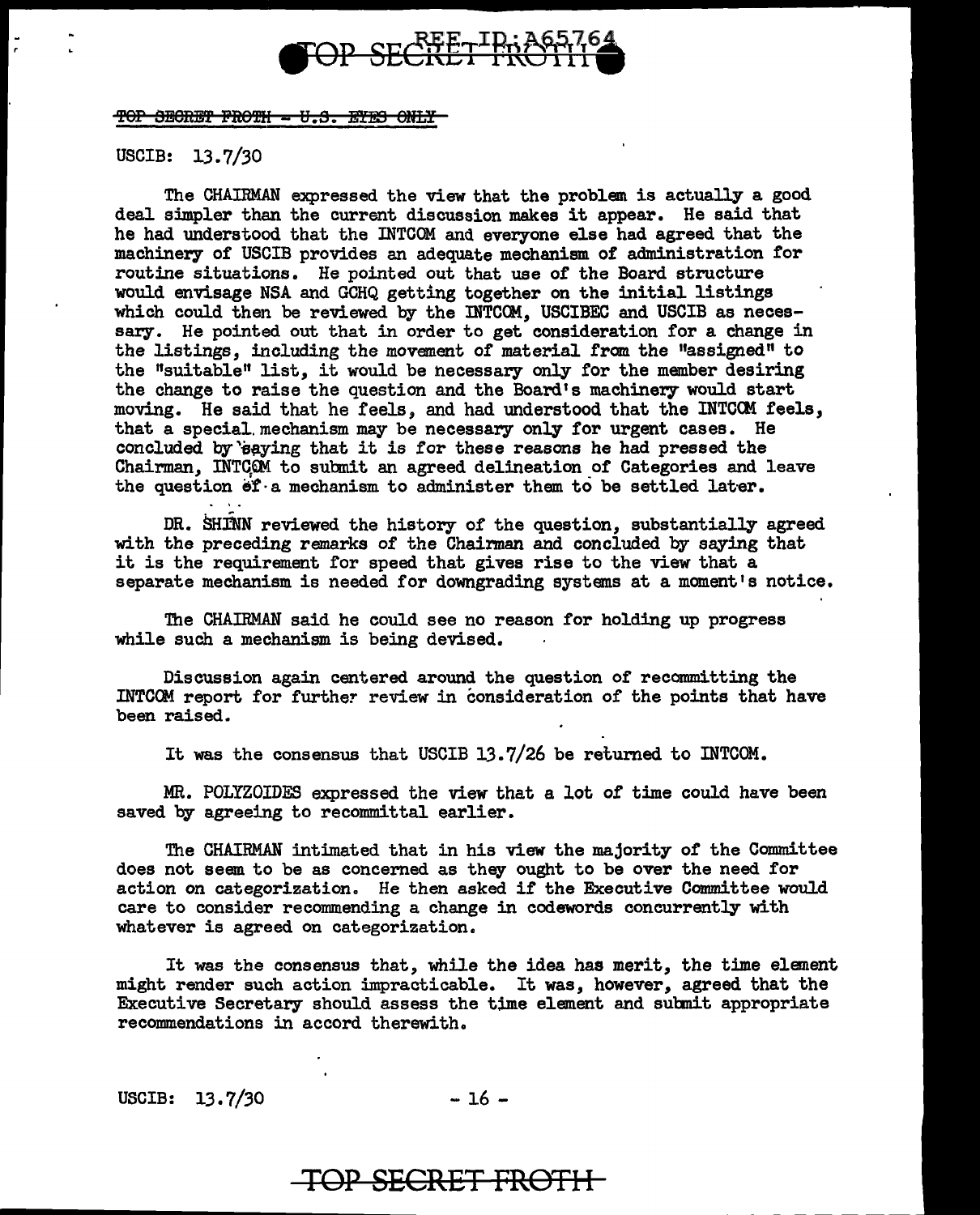~~TOP SECRET FROTH - U.S. EYES ONLY~~

USCIB: 13.7/30

The CHAIRMAN expressed the view that the problem is actually a good deal simpler than the current discussion makes it appear. He said that he had understood that the INTCOM and everyone else had agreed that the machinery of USCIB provides an adequate mechanism of administration for routine situations. He pointed out that use of the Board structure would envisage NSA and GCHQ getting together on the initial listings which could then be reviewed by the INTCOM, USCIBEC and USCIB as necessary. He pointed out that in order to get consideration for a change in the listings, including the movement of material from the "assigned" to the "suitable" list, it would be necessary only for the member desiring the change to raise the question and the Board's machinery would start moving. He said that he feels, and had understood that the INTCOM feels, that a special mechanism may be necessary only for urgent cases. He concluded by saying that it is for these reasons he had pressed the Chairman, INTCOM to submit an agreed delineation of Categories and leave the question of a mechanism to administer them to be settled later.

DR. SHINN reviewed the history of the question, substantially agreed with the preceding remarks of the Chairman and concluded by saying that it is the requirement for speed that gives rise to the view that a separate mechanism is needed for downgrading systems at a moment's notice.

The CHAIRMAN said he could see no reason for holding up progress while such a mechanism is being devised.

Discussion again centered around the question of recommitting the INTCOM report for further review in consideration of the points that have been raised.

It was the consensus that USCIB 13.7/26 be returned to INTCOM.

MR. POLYZOIDES expressed the view that a lot of time could have been saved by agreeing to recommittal earlier.

The CHAIRMAN intimated that in his view the majority of the Committee does not seem to be as concerned as they ought to be over the need for action on categorization. He then asked if the Executive Committee would care to consider recommending a change in codewords concurrently with whatever is agreed on categorization.

It was the consensus that, while the idea has merit, the time element might render such action impracticable. It was, however, agreed that the Executive Secretary should assess the time element and submit appropriate recommendations in accord therewith.

USCIB: 13.7/30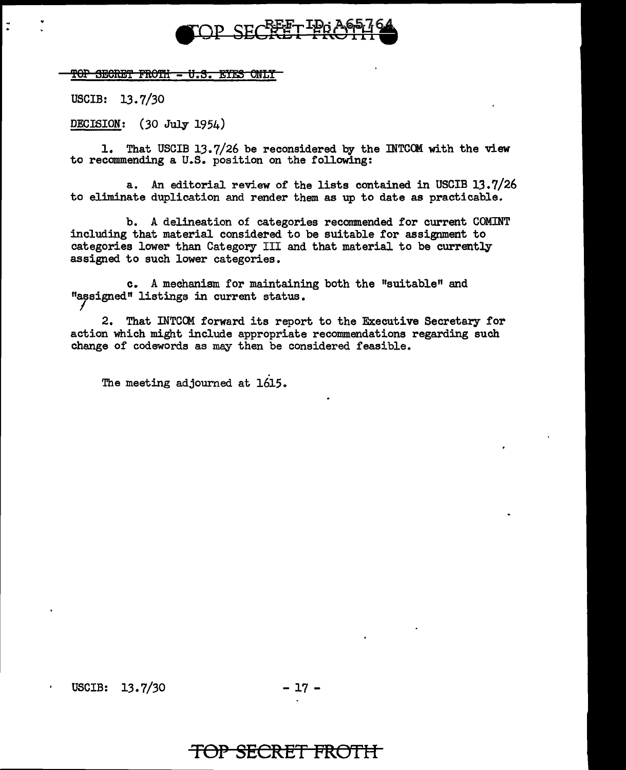~~TOP SECRET FROTH - U.S. EYES ONLY~~

USCIB: 13.7/30

DECISION: (30 July 1954)

1. That USCIB 13.7/26 be reconsidered by the INTCOM with the view to recommending a U.S. position on the following:

   a. An editorial review of the lists contained in USCIB 13.7/26 to eliminate duplication and render them as up to date as practicable.

   b. A delineation of categories recommended for current COMINT including that material considered to be suitable for assignment to categories lower than Category III and that material to be currently assigned to such lower categories.

   c. A mechanism for maintaining both the "suitable" and "assigned" listings in current status.

2. That INTCOM forward its report to the Executive Secretary for action which might include appropriate recommendations regarding such change of codewords as may then be considered feasible.

The meeting adjourned at 1615.